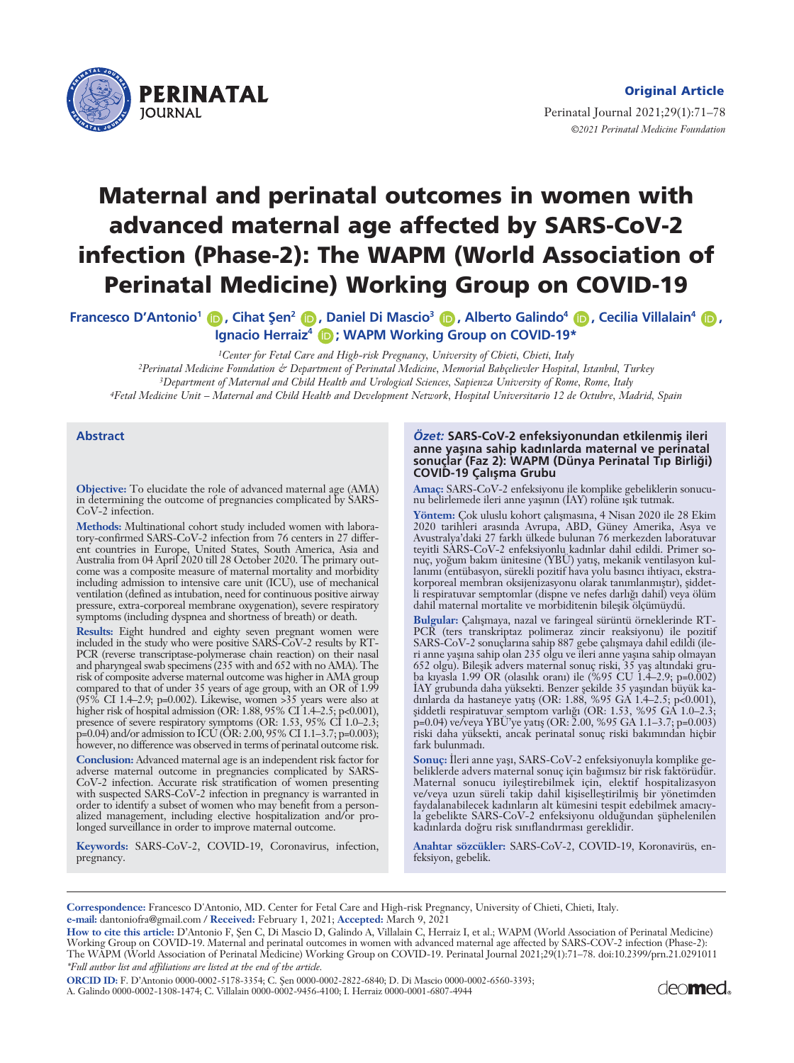Original Article

# Maternal and perinatal outcomes in women with advanced maternal age affected by SARS-CoV-2 infection (Phase-2): The WAPM (World Association of Perinatal Medicine) Working Group on COVID-19

**Francesco D'Antonio[1], Cihat Şen[2], Daniel Di Mascio[3], Alberto Galindo[4], Cecilia Villalain[4], Ignacio Herraiz[4]; WAPM Working Group on COVID-19***

[1]*Center for Fetal Care and High-risk Pregnancy, University of Chieti, Chieti, Italy*
[2]*Perinatal Medicine Foundation & Department of Perinatal Medicine, Memorial Bahçelievler Hospital, Istanbul, Turkey*
[3]*Department of Maternal and Child Health and Urological Sciences, Sapienza University of Rome, Rome, Italy*
[4]*Fetal Medicine Unit – Maternal and Child Health and Development Network, Hospital Universitario 12 de Octubre, Madrid, Spain*

## Abstract

**Objective:** To elucidate the role of advanced maternal age (AMA) in determining the outcome of pregnancies complicated by SARS-CoV-2 infection.

**Methods:** Multinational cohort study included women with laboratory-confirmed SARS-CoV-2 infection from 76 centers in 27 different countries in Europe, United States, South America, Asia and Australia from 04 April 2020 till 28 October 2020. The primary outcome was a composite measure of maternal mortality and morbidity including admission to intensive care unit (ICU), use of mechanical ventilation (defined as intubation, need for continuous positive airway pressure, extra-corporeal membrane oxygenation), severe respiratory symptoms (including dyspnea and shortness of breath) or death.

**Results:** Eight hundred and eighty seven pregnant women were included in the study who were positive SARS-CoV-2 results by RT-PCR (reverse transcriptase-polymerase chain reaction) on their nasal and pharyngeal swab specimens (235 with and 652 with no AMA). The risk of composite adverse maternal outcome was higher in AMA group compared to that of under 35 years of age group, with an OR of 1.99 (95% CI 1.4–2.9; p=0.002). Likewise, women >35 years were also at higher risk of hospital admission (OR: 1.88, 95% CI 1.4–2.5; p<0.001), presence of severe respiratory symptoms (OR: 1.53, 95% CI 1.0–2.3; p=0.04) and/or admission to ICU (OR: 2.00, 95% CI 1.1–3.7; p=0.003); however, no difference was observed in terms of perinatal outcome risk.

**Conclusion:** Advanced maternal age is an independent risk factor for adverse maternal outcome in pregnancies complicated by SARS-CoV-2 infection. Accurate risk stratification of women presenting with suspected SARS-CoV-2 infection in pregnancy is warranted in order to identify a subset of women who may benefit from a personalized management, including elective hospitalization and/or prolonged surveillance in order to improve maternal outcome.

**Keywords:** SARS-CoV-2, COVID-19, Coronavirus, infection, pregnancy.

## *Özet:* SARS-CoV-2 enfeksiyonundan etkilenmiş ileri anne yaşına sahip kadınlarda maternal ve perinatal sonuçlar (Faz 2): WAPM (Dünya Perinatal Tıp Birliği) COVID-19 Çalışma Grubu

**Amaç:** SARS-CoV-2 enfeksiyonu ile komplike gebeliklerin sonucunu belirlemede ileri anne yaşının (İAY) rolüne ışık tutmak.

**Yöntem:** Çok uluslu kohort çalışmasına, 4 Nisan 2020 ile 28 Ekim 2020 tarihleri arasında Avrupa, ABD, Güney Amerika, Asya ve Avustralya'daki 27 farklı ülkede bulunan 76 merkezden laboratuvar teyitli SARS-CoV-2 enfeksiyonlu kadınlar dahil edildi. Primer sonuç, yoğun bakım ünitesine (YBÜ) yatış, mekanik ventilasyon kullanımı (entübasyon, sürekli pozitif hava yolu basıncı ihtiyacı, ekstrakorporeal membran oksijenizasyonu olarak tanımlanmıştır), şiddetli respiratuvar semptomlar (dispne ve nefes darlığı dahil) veya ölüm dahil maternal mortalite ve morbiditenin bileşik ölçümüydü.

**Bulgular:** Çalışmaya, nazal ve faringeal sürüntü örneklerinde RT-PCR (ters transkriptaz polimeraz zincir reaksiyonu) ile pozitif SARS-CoV-2 sonuçlarına sahip 887 gebe çalışmaya dahil edildi (ileri anne yaşına sahip olan 235 olgu ve ileri anne yaşına sahip olmayan 652 olgu). Bileşik advers maternal sonuç riski, 35 yaş altındaki gruba kıyasla 1.99 OR (olasılık oranı) ile (%95 CU 1.4–2.9; p=0.002) İAY grubunda daha yüksekti. Benzer şekilde 35 yaşından büyük kadınlarda da hastaneye yatış (OR: 1.88, %95 GA 1.4–2.5; p<0.001), şiddetli respiratuvar semptom varlığı (OR: 1.53, %95 GA 1.0–2.3; p=0.04) ve/veya YBÜ'ye yatış (OR: 2.00, %95 GA 1.1–3.7; p=0.003) riski daha yüksekti, ancak perinatal sonuç riski bakımından hiçbir fark bulunmadı.

**Sonuç:** İleri anne yaşı, SARS-CoV-2 enfeksiyonuyla komplike gebeliklerde advers maternal sonuç için bağımsız bir risk faktörüdür. Maternal sonucu iyileştirebilmek için, elektif hospitalizasyon ve/veya uzun süreli takip dahil kişiselleştirilmiş bir yönetimden faydalanabilecek kadınların alt kümesini tespit edebilmek amacıyla gebelikte SARS-CoV-2 enfeksiyonu olduğundan şüphelenilen kadınlara doğru risk sınıflandırması gereklidir.

**Anahtar sözcükler:** SARS-CoV-2, COVID-19, Koronavirüs, enfeksiyon, gebelik.

---

**Correspondence:** Francesco D'Antonio, MD. Center for Fetal Care and High-risk Pregnancy, University of Chieti, Chieti, Italy.
**e-mail:** dantoniofra@gmail.com / **Received:** February 1, 2021; **Accepted:** March 9, 2021

**How to cite this article:** D'Antonio F, Şen C, Di Mascio D, Galindo A, Villalain C, Herraiz I, et al.; WAPM (World Association of Perinatal Medicine) Working Group on COVID-19. Maternal and perinatal outcomes in women with advanced maternal age affected by SARS-COV-2 infection (Phase-2): The WAPM (World Association of Perinatal Medicine) Working Group on COVID-19. Perinatal Journal 2021;29(1):71–78. doi:10.2399/prn.21.0291011

**Full author list and affiliations are listed at the end of the article.*

**ORCID ID:** F. D'Antonio 0000-0002-5178-3354; C. Şen 0000-0002-2822-6840; D. Di Mascio 0000-0002-6560-3393; A. Galindo 0000-0002-1308-1474; C. Villalain 0000-0002-9456-4100; I. Herraiz 0000-0001-6807-4944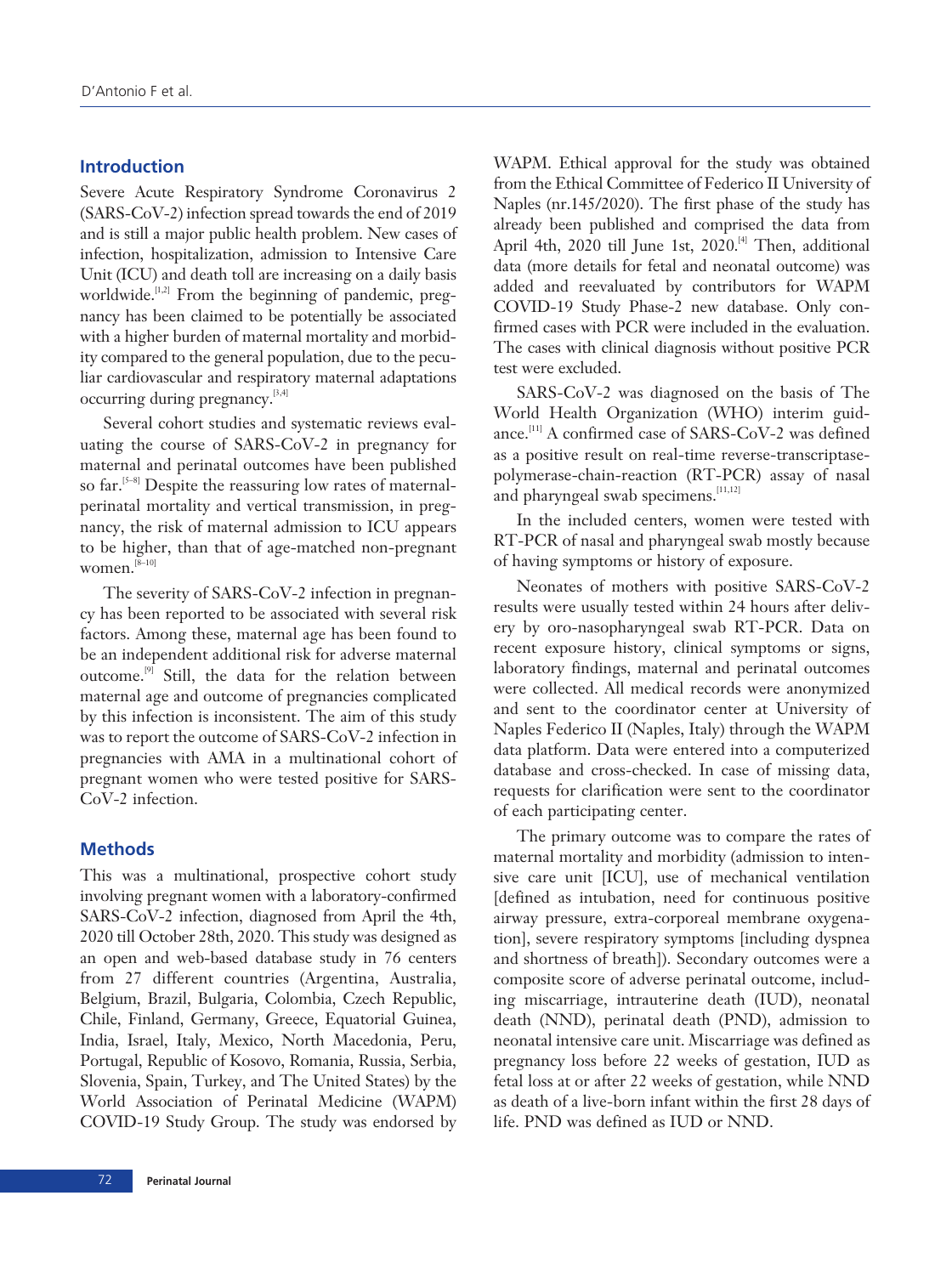## Introduction

Severe Acute Respiratory Syndrome Coronavirus 2 (SARS-CoV-2) infection spread towards the end of 2019 and is still a major public health problem. New cases of infection, hospitalization, admission to Intensive Care Unit (ICU) and death toll are increasing on a daily basis worldwide.[1,2] From the beginning of pandemic, pregnancy has been claimed to be potentially be associated with a higher burden of maternal mortality and morbidity compared to the general population, due to the peculiar cardiovascular and respiratory maternal adaptations occurring during pregnancy.[3,4]

Several cohort studies and systematic reviews evaluating the course of SARS-CoV-2 in pregnancy for maternal and perinatal outcomes have been published so far.[5–8] Despite the reassuring low rates of maternal-perinatal mortality and vertical transmission, in pregnancy, the risk of maternal admission to ICU appears to be higher, than that of age-matched non-pregnant women.[8–10]

The severity of SARS-CoV-2 infection in pregnancy has been reported to be associated with several risk factors. Among these, maternal age has been found to be an independent additional risk for adverse maternal outcome.[9] Still, the data for the relation between maternal age and outcome of pregnancies complicated by this infection is inconsistent. The aim of this study was to report the outcome of SARS-CoV-2 infection in pregnancies with AMA in a multinational cohort of pregnant women who were tested positive for SARS-CoV-2 infection.

## Methods

This was a multinational, prospective cohort study involving pregnant women with a laboratory-confirmed SARS-CoV-2 infection, diagnosed from April the 4th, 2020 till October 28th, 2020. This study was designed as an open and web-based database study in 76 centers from 27 different countries (Argentina, Australia, Belgium, Brazil, Bulgaria, Colombia, Czech Republic, Chile, Finland, Germany, Greece, Equatorial Guinea, India, Israel, Italy, Mexico, North Macedonia, Peru, Portugal, Republic of Kosovo, Romania, Russia, Serbia, Slovenia, Spain, Turkey, and The United States) by the World Association of Perinatal Medicine (WAPM) COVID-19 Study Group. The study was endorsed by WAPM. Ethical approval for the study was obtained from the Ethical Committee of Federico II University of Naples (nr.145/2020). The first phase of the study has already been published and comprised the data from April 4th, 2020 till June 1st, 2020.[4] Then, additional data (more details for fetal and neonatal outcome) was added and reevaluated by contributors for WAPM COVID-19 Study Phase-2 new database. Only confirmed cases with PCR were included in the evaluation. The cases with clinical diagnosis without positive PCR test were excluded.

SARS-CoV-2 was diagnosed on the basis of The World Health Organization (WHO) interim guidance.[11] A confirmed case of SARS-CoV-2 was defined as a positive result on real-time reverse-transcriptase-polymerase-chain-reaction (RT-PCR) assay of nasal and pharyngeal swab specimens.[11,12]

In the included centers, women were tested with RT-PCR of nasal and pharyngeal swab mostly because of having symptoms or history of exposure.

Neonates of mothers with positive SARS-CoV-2 results were usually tested within 24 hours after delivery by oro-nasopharyngeal swab RT-PCR. Data on recent exposure history, clinical symptoms or signs, laboratory findings, maternal and perinatal outcomes were collected. All medical records were anonymized and sent to the coordinator center at University of Naples Federico II (Naples, Italy) through the WAPM data platform. Data were entered into a computerized database and cross-checked. In case of missing data, requests for clarification were sent to the coordinator of each participating center.

The primary outcome was to compare the rates of maternal mortality and morbidity (admission to intensive care unit [ICU], use of mechanical ventilation [defined as intubation, need for continuous positive airway pressure, extra-corporeal membrane oxygenation], severe respiratory symptoms [including dyspnea and shortness of breath]). Secondary outcomes were a composite score of adverse perinatal outcome, including miscarriage, intrauterine death (IUD), neonatal death (NND), perinatal death (PND), admission to neonatal intensive care unit. Miscarriage was defined as pregnancy loss before 22 weeks of gestation, IUD as fetal loss at or after 22 weeks of gestation, while NND as death of a live-born infant within the first 28 days of life. PND was defined as IUD or NND.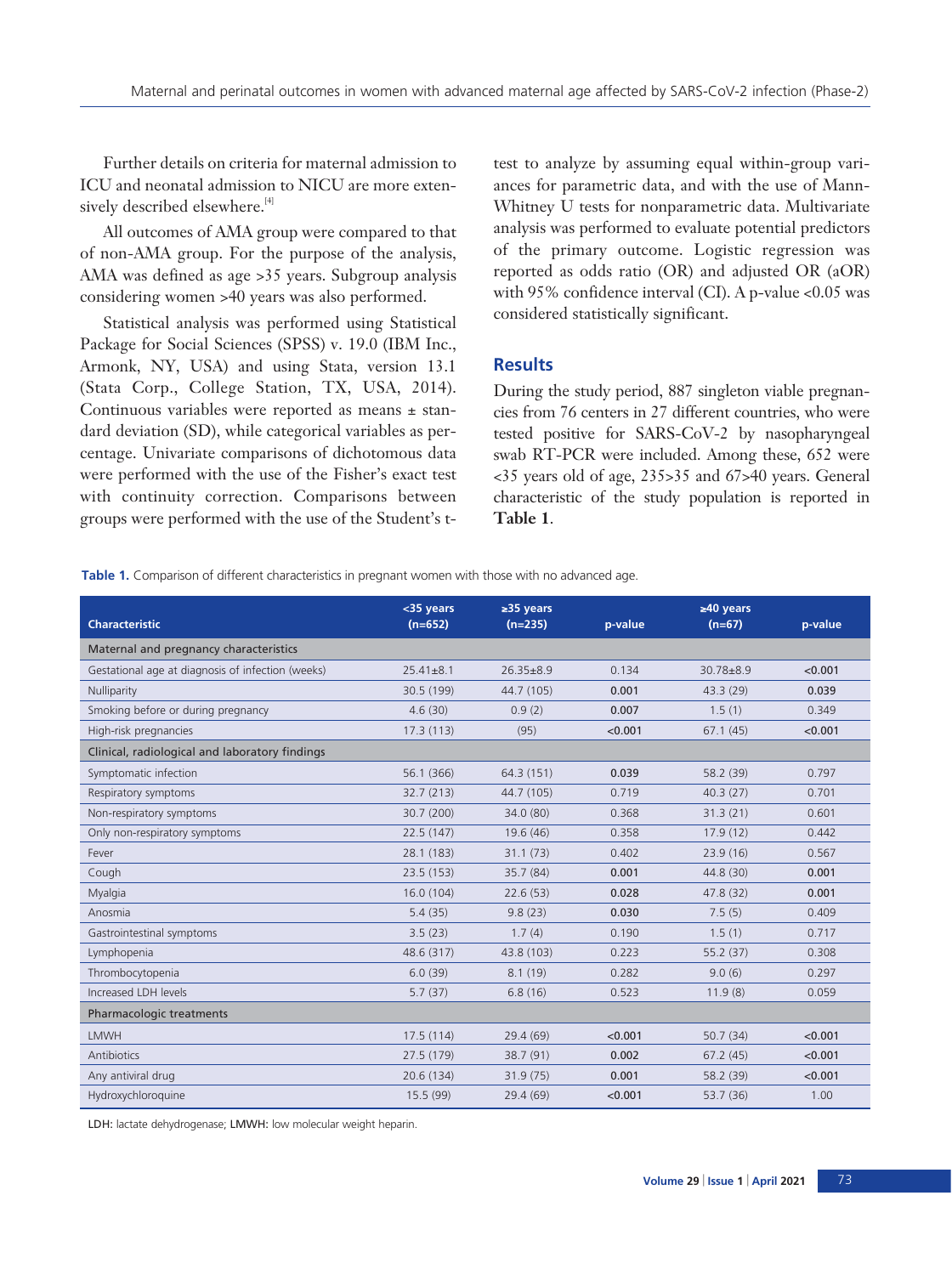Further details on criteria for maternal admission to ICU and neonatal admission to NICU are more extensively described elsewhere.[4]

All outcomes of AMA group were compared to that of non-AMA group. For the purpose of the analysis, AMA was defined as age >35 years. Subgroup analysis considering women >40 years was also performed.

Statistical analysis was performed using Statistical Package for Social Sciences (SPSS) v. 19.0 (IBM Inc., Armonk, NY, USA) and using Stata, version 13.1 (Stata Corp., College Station, TX, USA, 2014). Continuous variables were reported as means ± standard deviation (SD), while categorical variables as percentage. Univariate comparisons of dichotomous data were performed with the use of the Fisher's exact test with continuity correction. Comparisons between groups were performed with the use of the Student's t-test to analyze by assuming equal within-group variances for parametric data, and with the use of Mann-Whitney U tests for nonparametric data. Multivariate analysis was performed to evaluate potential predictors of the primary outcome. Logistic regression was reported as odds ratio (OR) and adjusted OR (aOR) with 95% confidence interval (CI). A p-value <0.05 was considered statistically significant.

## Results

During the study period, 887 singleton viable pregnancies from 76 centers in 27 different countries, who were tested positive for SARS-CoV-2 by nasopharyngeal swab RT-PCR were included. Among these, 652 were <35 years old of age, 235>35 and 67>40 years. General characteristic of the study population is reported in **Table 1**.

**Table 1.** Comparison of different characteristics in pregnant women with those with no advanced age.

| Characteristic | <35 years (n=652) | ≥35 years (n=235) | p-value | ≥40 years (n=67) | p-value |
|---|---|---|---|---|---|
| Maternal and pregnancy characteristics | | | | | |
| Gestational age at diagnosis of infection (weeks) | 25.41±8.1 | 26.35±8.9 | 0.134 | 30.78±8.9 | **<0.001** |
| Nulliparity | 30.5 (199) | 44.7 (105) | **0.001** | 43.3 (29) | **0.039** |
| Smoking before or during pregnancy | 4.6 (30) | 0.9 (2) | **0.007** | 1.5 (1) | 0.349 |
| High-risk pregnancies | 17.3 (113) | (95) | **<0.001** | 67.1 (45) | **<0.001** |
| Clinical, radiological and laboratory findings | | | | | |
| Symptomatic infection | 56.1 (366) | 64.3 (151) | **0.039** | 58.2 (39) | 0.797 |
| Respiratory symptoms | 32.7 (213) | 44.7 (105) | 0.719 | 40.3 (27) | 0.701 |
| Non-respiratory symptoms | 30.7 (200) | 34.0 (80) | 0.368 | 31.3 (21) | 0.601 |
| Only non-respiratory symptoms | 22.5 (147) | 19.6 (46) | 0.358 | 17.9 (12) | 0.442 |
| Fever | 28.1 (183) | 31.1 (73) | 0.402 | 23.9 (16) | 0.567 |
| Cough | 23.5 (153) | 35.7 (84) | **0.001** | 44.8 (30) | **0.001** |
| Myalgia | 16.0 (104) | 22.6 (53) | **0.028** | 47.8 (32) | **0.001** |
| Anosmia | 5.4 (35) | 9.8 (23) | **0.030** | 7.5 (5) | 0.409 |
| Gastrointestinal symptoms | 3.5 (23) | 1.7 (4) | 0.190 | 1.5 (1) | 0.717 |
| Lymphopenia | 48.6 (317) | 43.8 (103) | 0.223 | 55.2 (37) | 0.308 |
| Thrombocytopenia | 6.0 (39) | 8.1 (19) | 0.282 | 9.0 (6) | 0.297 |
| Increased LDH levels | 5.7 (37) | 6.8 (16) | 0.523 | 11.9 (8) | 0.059 |
| Pharmacologic treatments | | | | | |
| LMWH | 17.5 (114) | 29.4 (69) | **<0.001** | 50.7 (34) | **<0.001** |
| Antibiotics | 27.5 (179) | 38.7 (91) | **0.002** | 67.2 (45) | **<0.001** |
| Any antiviral drug | 20.6 (134) | 31.9 (75) | **0.001** | 58.2 (39) | **<0.001** |
| Hydroxychloroquine | 15.5 (99) | 29.4 (69) | **<0.001** | 53.7 (36) | 1.00 |

**LDH:** lactate dehydrogenase; **LMWH:** low molecular weight heparin.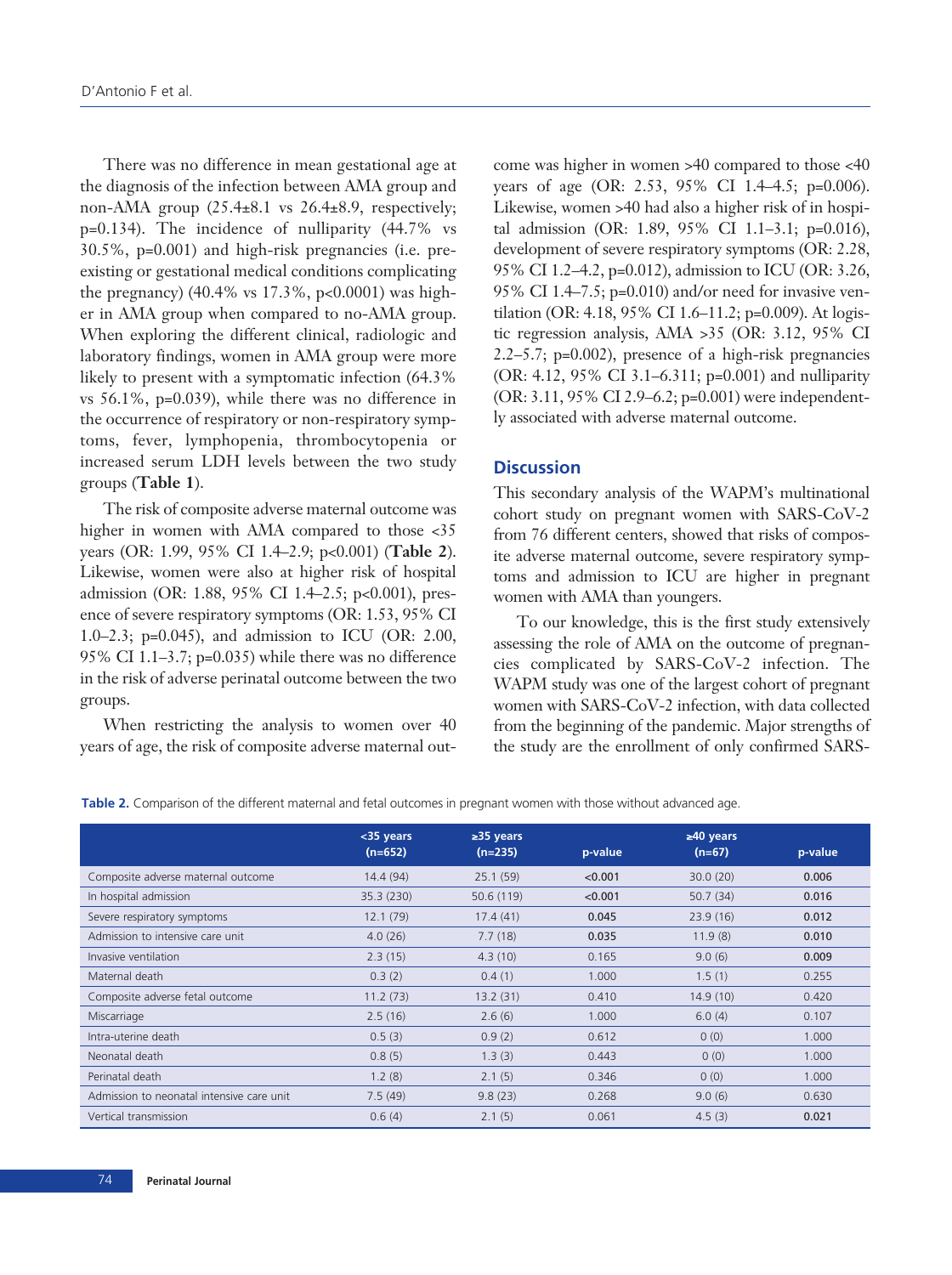There was no difference in mean gestational age at the diagnosis of the infection between AMA group and non-AMA group (25.4±8.1 vs 26.4±8.9, respectively; p=0.134). The incidence of nulliparity (44.7% vs 30.5%, p=0.001) and high-risk pregnancies (i.e. pre-existing or gestational medical conditions complicating the pregnancy) (40.4% vs 17.3%, p<0.0001) was higher in AMA group when compared to no-AMA group. When exploring the different clinical, radiologic and laboratory findings, women in AMA group were more likely to present with a symptomatic infection (64.3% vs 56.1%, p=0.039), while there was no difference in the occurrence of respiratory or non-respiratory symptoms, fever, lymphopenia, thrombocytopenia or increased serum LDH levels between the two study groups (**Table 1**).

The risk of composite adverse maternal outcome was higher in women with AMA compared to those <35 years (OR: 1.99, 95% CI 1.4–2.9; p<0.001) (**Table 2**). Likewise, women were also at higher risk of hospital admission (OR: 1.88, 95% CI 1.4–2.5; p<0.001), presence of severe respiratory symptoms (OR: 1.53, 95% CI 1.0–2.3; p=0.045), and admission to ICU (OR: 2.00, 95% CI 1.1–3.7; p=0.035) while there was no difference in the risk of adverse perinatal outcome between the two groups.

When restricting the analysis to women over 40 years of age, the risk of composite adverse maternal outcome was higher in women >40 compared to those <40 years of age (OR: 2.53, 95% CI 1.4–4.5; p=0.006). Likewise, women >40 had also a higher risk of in hospital admission (OR: 1.89, 95% CI 1.1–3.1; p=0.016), development of severe respiratory symptoms (OR: 2.28, 95% CI 1.2–4.2, p=0.012), admission to ICU (OR: 3.26, 95% CI 1.4–7.5; p=0.010) and/or need for invasive ventilation (OR: 4.18, 95% CI 1.6–11.2; p=0.009). At logistic regression analysis, AMA >35 (OR: 3.12, 95% CI 2.2–5.7; p=0.002), presence of a high-risk pregnancies (OR: 4.12, 95% CI 3.1–6.311; p=0.001) and nulliparity (OR: 3.11, 95% CI 2.9–6.2; p=0.001) were independently associated with adverse maternal outcome.

## Discussion

This secondary analysis of the WAPM's multinational cohort study on pregnant women with SARS-CoV-2 from 76 different centers, showed that risks of composite adverse maternal outcome, severe respiratory symptoms and admission to ICU are higher in pregnant women with AMA than youngers.

To our knowledge, this is the first study extensively assessing the role of AMA on the outcome of pregnancies complicated by SARS-CoV-2 infection. The WAPM study was one of the largest cohort of pregnant women with SARS-CoV-2 infection, with data collected from the beginning of the pandemic. Major strengths of the study are the enrollment of only confirmed SARS-

**Table 2.** Comparison of the different maternal and fetal outcomes in pregnant women with those without advanced age.

| | <35 years (n=652) | ≥35 years (n=235) | p-value | ≥40 years (n=67) | p-value |
|---|---|---|---|---|---|
| Composite adverse maternal outcome | 14.4 (94) | 25.1 (59) | **<0.001** | 30.0 (20) | **0.006** |
| In hospital admission | 35.3 (230) | 50.6 (119) | **<0.001** | 50.7 (34) | **0.016** |
| Severe respiratory symptoms | 12.1 (79) | 17.4 (41) | **0.045** | 23.9 (16) | **0.012** |
| Admission to intensive care unit | 4.0 (26) | 7.7 (18) | **0.035** | 11.9 (8) | **0.010** |
| Invasive ventilation | 2.3 (15) | 4.3 (10) | 0.165 | 9.0 (6) | **0.009** |
| Maternal death | 0.3 (2) | 0.4 (1) | 1.000 | 1.5 (1) | 0.255 |
| Composite adverse fetal outcome | 11.2 (73) | 13.2 (31) | 0.410 | 14.9 (10) | 0.420 |
| Miscarriage | 2.5 (16) | 2.6 (6) | 1.000 | 6.0 (4) | 0.107 |
| Intra-uterine death | 0.5 (3) | 0.9 (2) | 0.612 | 0 (0) | 1.000 |
| Neonatal death | 0.8 (5) | 1.3 (3) | 0.443 | 0 (0) | 1.000 |
| Perinatal death | 1.2 (8) | 2.1 (5) | 0.346 | 0 (0) | 1.000 |
| Admission to neonatal intensive care unit | 7.5 (49) | 9.8 (23) | 0.268 | 9.0 (6) | 0.630 |
| Vertical transmission | 0.6 (4) | 2.1 (5) | 0.061 | 4.5 (3) | **0.021** |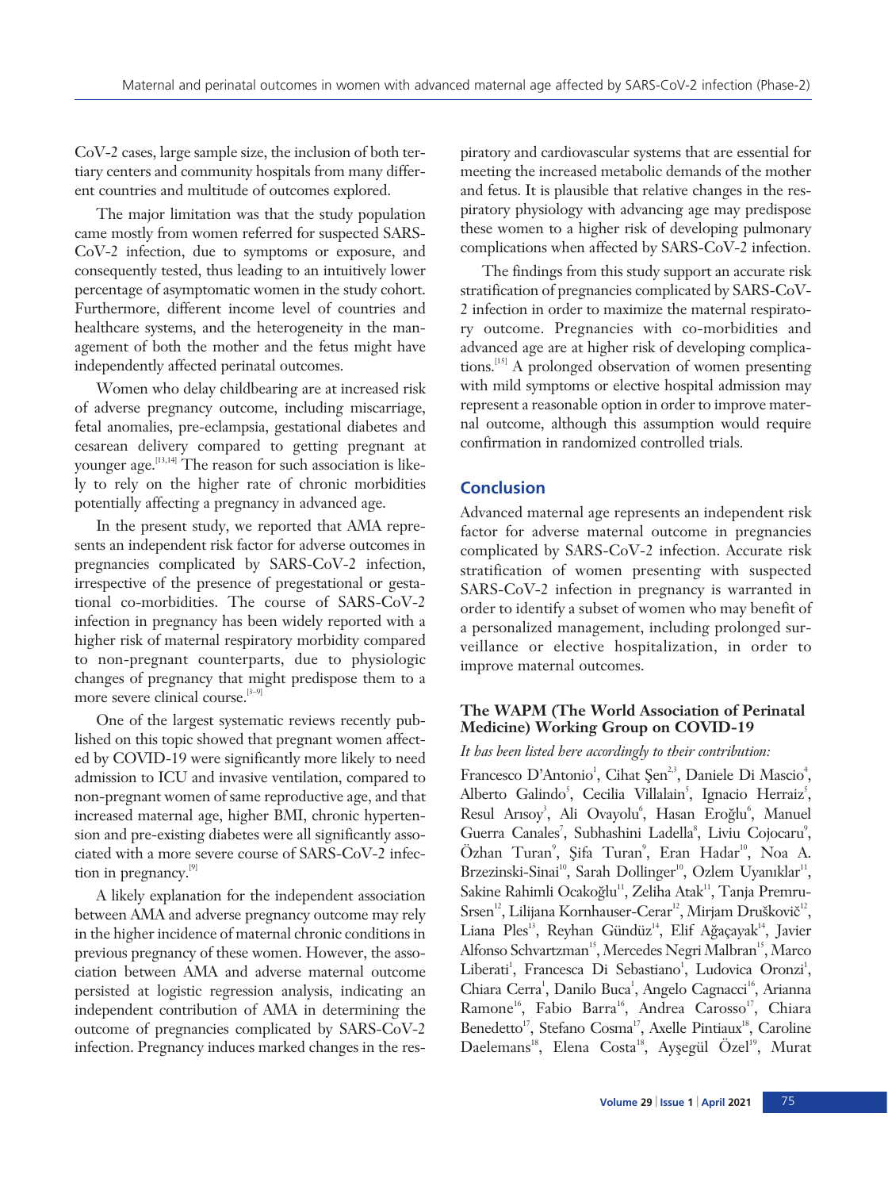CoV-2 cases, large sample size, the inclusion of both tertiary centers and community hospitals from many different countries and multitude of outcomes explored.

The major limitation was that the study population came mostly from women referred for suspected SARS-CoV-2 infection, due to symptoms or exposure, and consequently tested, thus leading to an intuitively lower percentage of asymptomatic women in the study cohort. Furthermore, different income level of countries and healthcare systems, and the heterogeneity in the management of both the mother and the fetus might have independently affected perinatal outcomes.

Women who delay childbearing are at increased risk of adverse pregnancy outcome, including miscarriage, fetal anomalies, pre-eclampsia, gestational diabetes and cesarean delivery compared to getting pregnant at younger age.[13,14] The reason for such association is likely to rely on the higher rate of chronic morbidities potentially affecting a pregnancy in advanced age.

In the present study, we reported that AMA represents an independent risk factor for adverse outcomes in pregnancies complicated by SARS-CoV-2 infection, irrespective of the presence of pregestational or gestational co-morbidities. The course of SARS-CoV-2 infection in pregnancy has been widely reported with a higher risk of maternal respiratory morbidity compared to non-pregnant counterparts, due to physiologic changes of pregnancy that might predispose them to a more severe clinical course.[3–9]

One of the largest systematic reviews recently published on this topic showed that pregnant women affected by COVID-19 were significantly more likely to need admission to ICU and invasive ventilation, compared to non-pregnant women of same reproductive age, and that increased maternal age, higher BMI, chronic hypertension and pre-existing diabetes were all significantly associated with a more severe course of SARS-CoV-2 infection in pregnancy.[9]

A likely explanation for the independent association between AMA and adverse pregnancy outcome may rely in the higher incidence of maternal chronic conditions in previous pregnancy of these women. However, the association between AMA and adverse maternal outcome persisted at logistic regression analysis, indicating an independent contribution of AMA in determining the outcome of pregnancies complicated by SARS-CoV-2 infection. Pregnancy induces marked changes in the respiratory and cardiovascular systems that are essential for meeting the increased metabolic demands of the mother and fetus. It is plausible that relative changes in the respiratory physiology with advancing age may predispose these women to a higher risk of developing pulmonary complications when affected by SARS-CoV-2 infection.

The findings from this study support an accurate risk stratification of pregnancies complicated by SARS-CoV-2 infection in order to maximize the maternal respiratory outcome. Pregnancies with co-morbidities and advanced age are at higher risk of developing complications.[15] A prolonged observation of women presenting with mild symptoms or elective hospital admission may represent a reasonable option in order to improve maternal outcome, although this assumption would require confirmation in randomized controlled trials.

## Conclusion

Advanced maternal age represents an independent risk factor for adverse maternal outcome in pregnancies complicated by SARS-CoV-2 infection. Accurate risk stratification of women presenting with suspected SARS-CoV-2 infection in pregnancy is warranted in order to identify a subset of women who may benefit of a personalized management, including prolonged surveillance or elective hospitalization, in order to improve maternal outcomes.

### The WAPM (The World Association of Perinatal Medicine) Working Group on COVID-19

*It has been listed here accordingly to their contribution:*

Francesco D'Antonio[1], Cihat Şen[2,3], Daniele Di Mascio[4], Alberto Galindo[5], Cecilia Villalain[5], Ignacio Herraiz[5], Resul Arısoy[3], Ali Ovayolu[6], Hasan Eroğlu[6], Manuel Guerra Canales[7], Subhashini Ladella[8], Liviu Cojocaru[9], Özhan Turan[9], Şifa Turan[9], Eran Hadar[10], Noa A. Brzezinski-Sinai[10], Sarah Dollinger[10], Ozlem Uyanıklar[11], Sakine Rahimli Ocakoğlu[11], Zeliha Atak[11], Tanja Premru-Srsen[12], Lilijana Kornhauser-Cerar[12], Mirjam Druškovič[12], Liana Ples[13], Reyhan Gündüz[14], Elif Ağaçayak[14], Javier Alfonso Schvartzman[15], Mercedes Negri Malbran[15], Marco Liberati[1], Francesca Di Sebastiano[1], Ludovica Oronzi[1], Chiara Cerra[1], Danilo Buca[1], Angelo Cagnacci[16], Arianna Ramone[16], Fabio Barra[16], Andrea Carosso[17], Chiara Benedetto[17], Stefano Cosma[17], Axelle Pintiaux[18], Caroline Daelemans[18], Elena Costa[18], Ayşegül Özel[19], Murat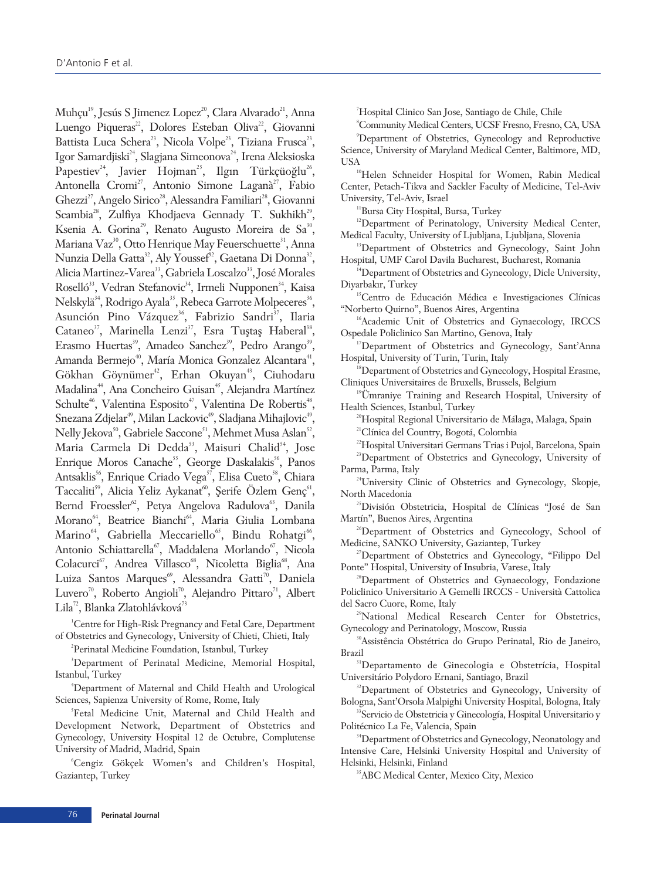Muhçu[19], Jesús S Jimenez Lopez[20], Clara Alvarado[21], Anna Luengo Piqueras[22], Dolores Esteban Oliva[22], Giovanni Battista Luca Schera[23], Nicola Volpe[23], Tiziana Frusca[23], Igor Samardjiski[24], Slagjana Simeonova[24], Irena Aleksioska Papestiev[24], Javier Hojman[25], Ilgın Türkçüoğlu[26], Antonella Cromi[27], Antonio Simone Laganà[27], Fabio Ghezzi[27], Angelo Sirico[28], Alessandra Familiari[28], Giovanni Scambia[28], Zulfiya Khodjaeva Gennady T. Sukhikh[29], Ksenia A. Gorina[29], Renato Augusto Moreira de Sa[30], Mariana Vaz[30], Otto Henrique May Feuerschuette[31], Anna Nunzia Della Gatta[32], Aly Youssef[32], Gaetana Di Donna[32], Alicia Martinez-Varea[33], Gabriela Loscalzo[33], José Morales Roselló[33], Vedran Stefanovic[34], Irmeli Nupponen[34], Kaisa Nelskylä[34], Rodrigo Ayala[35], Rebeca Garrote Molpeceres[36], Asunción Pino Vázquez[36], Fabrizio Sandri[37], Ilaria Cataneo[37], Marinella Lenzi[37], Esra Tuştaş Haberal[38], Erasmo Huertas[39], Amadeo Sanchez[39], Pedro Arango[39], Amanda Bermejo[40], María Monica Gonzalez Alcantara[41], Gökhan Göynümer[42], Erhan Okuyan[43], Ciuhodaru Madalina[44], Ana Concheiro Guisan[45], Alejandra Martínez Schulte[46], Valentina Esposito[47], Valentina De Robertis[48], Snezana Zdjelar[49], Milan Lackovic[49], Sladjana Mihajlovic[49], Nelly Jekova[50], Gabriele Saccone[51], Mehmet Musa Aslan[52], Maria Carmela Di Dedda[53], Maisuri Chalid[54], Jose Enrique Moros Canache[55], George Daskalakis[56], Panos Antsaklis[56], Enrique Criado Vega[57], Elisa Cueto[58], Chiara Taccaliti[59], Alicia Yeliz Aykanat[60], Şerife Özlem Genç[61], Bernd Froessler[62], Petya Angelova Radulova[63], Danila Morano[64], Beatrice Bianchi[64], Maria Giulia Lombana Marino[64], Gabriella Meccariello[65], Bindu Rohatgi[66], Antonio Schiattarella[67], Maddalena Morlando[67], Nicola Colacurci[67], Andrea Villasco[68], Nicoletta Biglia[68], Ana Luiza Santos Marques[69], Alessandra Gatti[70], Daniela Luvero[70], Roberto Angioli[70], Alejandro Pittaro[71], Albert Lila[72], Blanka Zlatohlávková[73]

[1]Centre for High-Risk Pregnancy and Fetal Care, Department of Obstetrics and Gynecology, University of Chieti, Chieti, Italy

[2]Perinatal Medicine Foundation, Istanbul, Turkey

[3]Department of Perinatal Medicine, Memorial Hospital, Istanbul, Turkey

[4]Department of Maternal and Child Health and Urological Sciences, Sapienza University of Rome, Rome, Italy

[5]Fetal Medicine Unit, Maternal and Child Health and Development Network, Department of Obstetrics and Gynecology, University Hospital 12 de Octubre, Complutense University of Madrid, Madrid, Spain

[6]Cengiz Gökçek Women's and Children's Hospital, Gaziantep, Turkey

[7]Hospital Clinico San Jose, Santiago de Chile, Chile

[8]Community Medical Centers, UCSF Fresno, Fresno, CA, USA

[9]Department of Obstetrics, Gynecology and Reproductive Science, University of Maryland Medical Center, Baltimore, MD, USA

[10]Helen Schneider Hospital for Women, Rabin Medical Center, Petach-Tikva and Sackler Faculty of Medicine, Tel-Aviv University, Tel-Aviv, Israel

[11]Bursa City Hospital, Bursa, Turkey

[12]Department of Perinatology, University Medical Center, Medical Faculty, University of Ljubljana, Ljubljana, Slovenia

[13]Department of Obstetrics and Gynecology, Saint John Hospital, UMF Carol Davila Bucharest, Bucharest, Romania

[14]Department of Obstetrics and Gynecology, Dicle University, Diyarbakır, Turkey

[15]Centro de Educación Médica e Investigaciones Clínicas "Norberto Quirno", Buenos Aires, Argentina

[16]Academic Unit of Obstetrics and Gynaecology, IRCCS Ospedale Policlinico San Martino, Genova, Italy

[17]Department of Obstetrics and Gynecology, Sant'Anna Hospital, University of Turin, Turin, Italy

[18]Department of Obstetrics and Gynecology, Hospital Erasme, Cliniques Universitaires de Bruxells, Brussels, Belgium

[19]Ümraniye Training and Research Hospital, University of Health Sciences, Istanbul, Turkey

[20]Hospital Regional Universitario de Málaga, Malaga, Spain

[21]Clínica del Country, Bogotá, Colombia

[22]Hospital Universitari Germans Trias i Pujol, Barcelona, Spain

[23]Department of Obstetrics and Gynecology, University of Parma, Parma, Italy

[24]University Clinic of Obstetrics and Gynecology, Skopje, North Macedonia

[25]División Obstetricia, Hospital de Clínicas "José de San Martín", Buenos Aires, Argentina

[26]Department of Obstetrics and Gynecology, School of Medicine, SANKO University, Gaziantep, Turkey

[27]Department of Obstetrics and Gynecology, "Filippo Del Ponte" Hospital, University of Insubria, Varese, Italy

[28]Department of Obstetrics and Gynaecology, Fondazione Policlinico Universitario A Gemelli IRCCS - Università Cattolica del Sacro Cuore, Rome, Italy

[29]National Medical Research Center for Obstetrics, Gynecology and Perinatology, Moscow, Russia

[30]Assistência Obstétrica do Grupo Perinatal, Rio de Janeiro, Brazil

[31]Departamento de Ginecologia e Obstetrícia, Hospital Universitário Polydoro Ernani, Santiago, Brazil

[32]Department of Obstetrics and Gynecology, University of Bologna, Sant'Orsola Malpighi University Hospital, Bologna, Italy

[33]Servicio de Obstetricia y Ginecología, Hospital Universitario y Politécnico La Fe, Valencia, Spain

[34]Department of Obstetrics and Gynecology, Neonatology and Intensive Care, Helsinki University Hospital and University of Helsinki, Helsinki, Finland

[35]ABC Medical Center, Mexico City, Mexico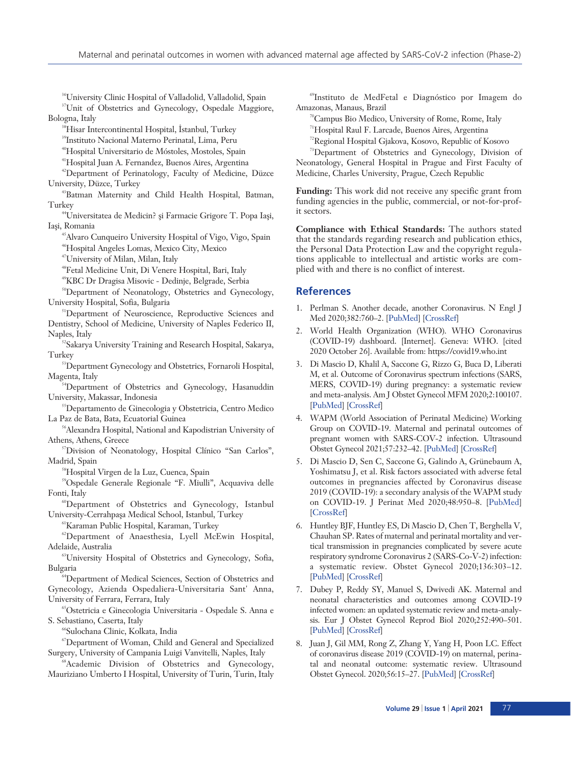[36]University Clinic Hospital of Valladolid, Valladolid, Spain

[37]Unit of Obstetrics and Gynecology, Ospedale Maggiore, Bologna, Italy

[38]Hisar Intercontinental Hospital, İstanbul, Turkey

[39]Instituto Nacional Materno Perinatal, Lima, Peru

[40]Hospital Universitario de Móstoles, Mostoles, Spain

[41]Hospital Juan A. Fernandez, Buenos Aires, Argentina

[42]Department of Perinatology, Faculty of Medicine, Düzce University, Düzce, Turkey

[43]Batman Maternity and Child Health Hospital, Batman, Turkey

[44]Universitatea de Medicin? şi Farmacie Grigore T. Popa Iaşi, Iaşi, Romania

[45]Alvaro Cunqueiro University Hospital of Vigo, Vigo, Spain

[46]Hospital Angeles Lomas, Mexico City, Mexico

[47]University of Milan, Milan, Italy

[48]Fetal Medicine Unit, Di Venere Hospital, Bari, Italy

[49]KBC Dr Dragisa Misovic - Dedinje, Belgrade, Serbia

[50]Department of Neonatology, Obstetrics and Gynecology, University Hospital, Sofia, Bulgaria

[51]Department of Neuroscience, Reproductive Sciences and Dentistry, School of Medicine, University of Naples Federico II, Naples, Italy

[52]Sakarya University Training and Research Hospital, Sakarya, Turkey

[53]Department Gynecology and Obstetrics, Fornaroli Hospital, Magenta, Italy

[54]Department of Obstetrics and Gynecology, Hasanuddin University, Makassar, Indonesia

[55]Departamento de Ginecologia y Obstetricia, Centro Medico La Paz de Bata, Bata, Ecuatorial Guinea

[56]Alexandra Hospital, National and Kapodistrian University of Athens, Athens, Greece

[57]Division of Neonatology, Hospital Clínico "San Carlos", Madrid, Spain

[58]Hospital Virgen de la Luz, Cuenca, Spain

[59]Ospedale Generale Regionale "F. Miulli", Acquaviva delle Fonti, Italy

[60]Department of Obstetrics and Gynecology, Istanbul University-Cerrahpaşa Medical School, Istanbul, Turkey

[61]Karaman Public Hospital, Karaman, Turkey

[62]Department of Anaesthesia, Lyell McEwin Hospital, Adelaide, Australia

[63]University Hospital of Obstetrics and Gynecology, Sofia, Bulgaria

[64]Department of Medical Sciences, Section of Obstetrics and Gynecology, Azienda Ospedaliera-Universitaria Sant' Anna, University of Ferrara, Ferrara, Italy

[65]Ostetricia e Ginecologia Universitaria - Ospedale S. Anna e S. Sebastiano, Caserta, Italy

[66]Sulochana Clinic, Kolkata, India

[67]Department of Woman, Child and General and Specialized Surgery, University of Campania Luigi Vanvitelli, Naples, Italy

[68]Academic Division of Obstetrics and Gynecology, Mauriziano Umberto I Hospital, University of Turin, Turin, Italy

[69]Instituto de MedFetal e Diagnóstico por Imagem do Amazonas, Manaus, Brazil

[70]Campus Bio Medico, University of Rome, Rome, Italy

[71]Hospital Raul F. Larcade, Buenos Aires, Argentina

[72]Regional Hospital Gjakova, Kosovo, Republic of Kosovo

[73]Department of Obstetrics and Gynecology, Division of Neonatology, General Hospital in Prague and First Faculty of Medicine, Charles University, Prague, Czech Republic

**Funding:** This work did not receive any specific grant from funding agencies in the public, commercial, or not-for-profit sectors.

**Compliance with Ethical Standards:** The authors stated that the standards regarding research and publication ethics, the Personal Data Protection Law and the copyright regulations applicable to intellectual and artistic works are complied with and there is no conflict of interest.

## References

1. Perlman S. Another decade, another Coronavirus. N Engl J Med 2020;382:760–2. [PubMed] [CrossRef]
2. World Health Organization (WHO). WHO Coronavirus (COVID-19) dashboard. [Internet]. Geneva: WHO. [cited 2020 October 26]. Available from: https://covid19.who.int
3. Di Mascio D, Khalil A, Saccone G, Rizzo G, Buca D, Liberati M, et al. Outcome of Coronavirus spectrum infections (SARS, MERS, COVID-19) during pregnancy: a systematic review and meta-analysis. Am J Obstet Gynecol MFM 2020;2:100107. [PubMed] [CrossRef]
4. WAPM (World Association of Perinatal Medicine) Working Group on COVID-19. Maternal and perinatal outcomes of pregnant women with SARS-COV-2 infection. Ultrasound Obstet Gynecol 2021;57:232–42. [PubMed] [CrossRef]
5. Di Mascio D, Sen C, Saccone G, Galindo A, Grünebaum A, Yoshimatsu J, et al. Risk factors associated with adverse fetal outcomes in pregnancies affected by Coronavirus disease 2019 (COVID-19): a secondary analysis of the WAPM study on COVID-19. J Perinat Med 2020;48:950–8. [PubMed] [CrossRef]
6. Huntley BJF, Huntley ES, Di Mascio D, Chen T, Berghella V, Chauhan SP. Rates of maternal and perinatal mortality and vertical transmission in pregnancies complicated by severe acute respiratory syndrome Coronavirus 2 (SARS-Co-V-2) infection: a systematic review. Obstet Gynecol 2020;136:303–12. [PubMed] [CrossRef]
7. Dubey P, Reddy SY, Manuel S, Dwivedi AK. Maternal and neonatal characteristics and outcomes among COVID-19 infected women: an updated systematic review and meta-analysis. Eur J Obstet Gynecol Reprod Biol 2020;252:490–501. [PubMed] [CrossRef]
8. Juan J, Gil MM, Rong Z, Zhang Y, Yang H, Poon LC. Effect of coronavirus disease 2019 (COVID-19) on maternal, perinatal and neonatal outcome: systematic review. Ultrasound Obstet Gynecol. 2020;56:15–27. [PubMed] [CrossRef]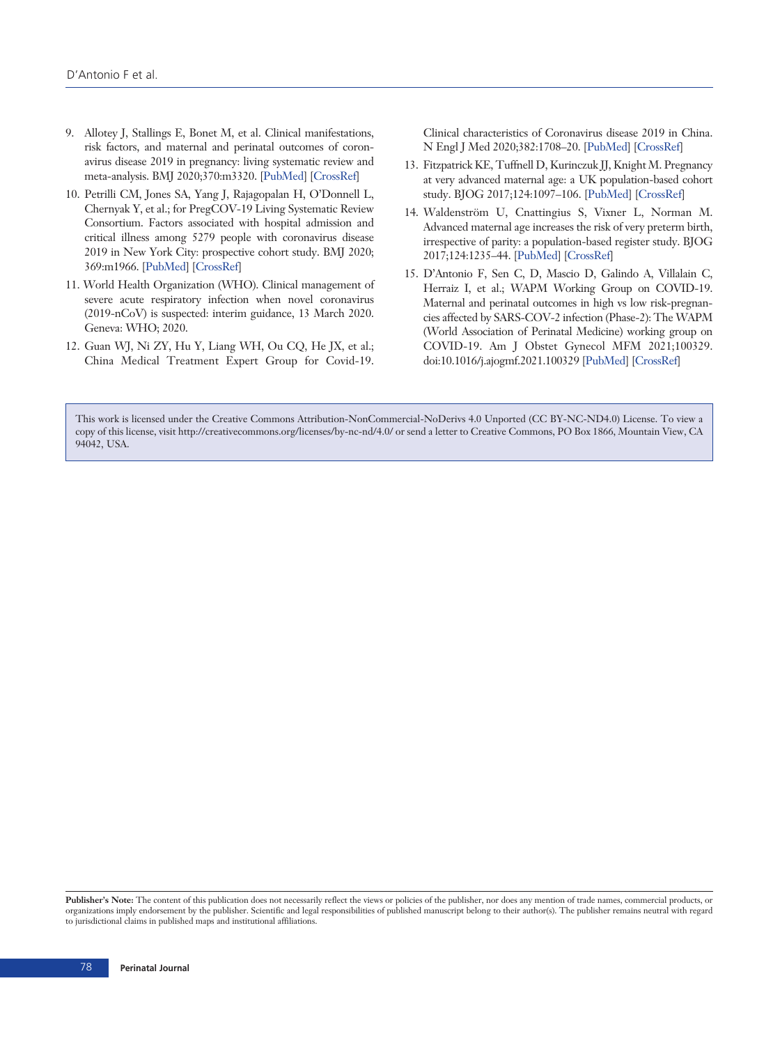9. Allotey J, Stallings E, Bonet M, et al. Clinical manifestations, risk factors, and maternal and perinatal outcomes of coronavirus disease 2019 in pregnancy: living systematic review and meta-analysis. BMJ 2020;370:m3320. [PubMed] [CrossRef]
10. Petrilli CM, Jones SA, Yang J, Rajagopalan H, O'Donnell L, Chernyak Y, et al.; for PregCOV-19 Living Systematic Review Consortium. Factors associated with hospital admission and critical illness among 5279 people with coronavirus disease 2019 in New York City: prospective cohort study. BMJ 2020; 369:m1966. [PubMed] [CrossRef]
11. World Health Organization (WHO). Clinical management of severe acute respiratory infection when novel coronavirus (2019-nCoV) is suspected: interim guidance, 13 March 2020. Geneva: WHO; 2020.
12. Guan WJ, Ni ZY, Hu Y, Liang WH, Ou CQ, He JX, et al.; China Medical Treatment Expert Group for Covid-19. Clinical characteristics of Coronavirus disease 2019 in China. N Engl J Med 2020;382:1708–20. [PubMed] [CrossRef]
13. Fitzpatrick KE, Tuffnell D, Kurinczuk JJ, Knight M. Pregnancy at very advanced maternal age: a UK population-based cohort study. BJOG 2017;124:1097–106. [PubMed] [CrossRef]
14. Waldenström U, Cnattingius S, Vixner L, Norman M. Advanced maternal age increases the risk of very preterm birth, irrespective of parity: a population-based register study. BJOG 2017;124:1235–44. [PubMed] [CrossRef]
15. D'Antonio F, Sen C, D, Mascio D, Galindo A, Villalain C, Herraiz I, et al.; WAPM Working Group on COVID-19. Maternal and perinatal outcomes in high vs low risk-pregnancies affected by SARS-COV-2 infection (Phase-2): The WAPM (World Association of Perinatal Medicine) working group on COVID-19. Am J Obstet Gynecol MFM 2021;100329. doi:10.1016/j.ajogmf.2021.100329 [PubMed] [CrossRef]

This work is licensed under the Creative Commons Attribution-NonCommercial-NoDerivs 4.0 Unported (CC BY-NC-ND4.0) License. To view a copy of this license, visit http://creativecommons.org/licenses/by-nc-nd/4.0/ or send a letter to Creative Commons, PO Box 1866, Mountain View, CA 94042, USA.

**Publisher's Note:** The content of this publication does not necessarily reflect the views or policies of the publisher, nor does any mention of trade names, commercial products, or organizations imply endorsement by the publisher. Scientific and legal responsibilities of published manuscript belong to their author(s). The publisher remains neutral with regard to jurisdictional claims in published maps and institutional affiliations.